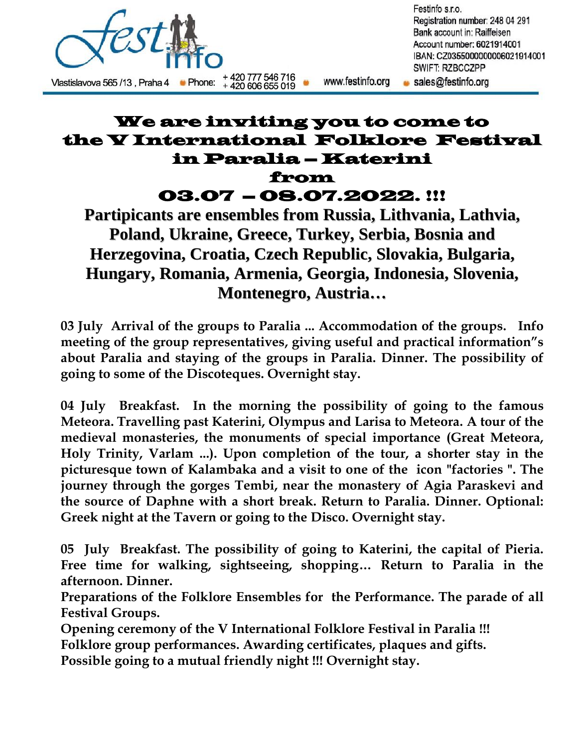Festinfo s.r.o.
Registration number: 248 04 291
Bank account in: Raiffeisen
Account number: 6021914001
IBAN: CZ0355000000006021914001
SWIFT: RZBCCZPP

Vlastislavova 565 /13 , Praha 4 • Phone: + 420 777 546 716 + 420 606 655 019 • www.festinfo.org • sales@festinfo.org

# We are inviting you to come to the V International Folklore Festival in Paralia – Katerini from 03.07 – 08.07.2022. !!!

## Partipicants are ensembles from Russia, Lithvania, Lathvia, Poland, Ukraine, Greece, Turkey, Serbia, Bosnia and Herzegovina, Croatia, Czech Republic, Slovakia, Bulgaria, Hungary, Romania, Armenia, Georgia, Indonesia, Slovenia, Montenegro, Austria…

**03 July Arrival of the groups to Paralia ... Accommodation of the groups. Info meeting of the group representatives, giving useful and practical information"s about Paralia and staying of the groups in Paralia. Dinner. The possibility of going to some of the Discoteques. Overnight stay.**

**04 July Breakfast. In the morning the possibility of going to the famous Meteora. Travelling past Katerini, Olympus and Larisa to Meteora. A tour of the medieval monasteries, the monuments of special importance (Great Meteora, Holy Trinity, Varlam ...). Upon completion of the tour, a shorter stay in the picturesque town of Kalambaka and a visit to one of the icon "factories ". The journey through the gorges Tembi, near the monastery of Agia Paraskevi and the source of Daphne with a short break. Return to Paralia. Dinner. Optional: Greek night at the Tavern or going to the Disco. Overnight stay.**

**05 July Breakfast. The possibility of going to Katerini, the capital of Pieria. Free time for walking, sightseeing, shopping… Return to Paralia in the afternoon. Dinner.**
**Preparations of the Folklore Ensembles for the Performance. The parade of all Festival Groups.**
**Opening ceremony of the V International Folklore Festival in Paralia !!!**
**Folklore group performances. Awarding certificates, plaques and gifts.**
**Possible going to a mutual friendly night !!! Overnight stay.**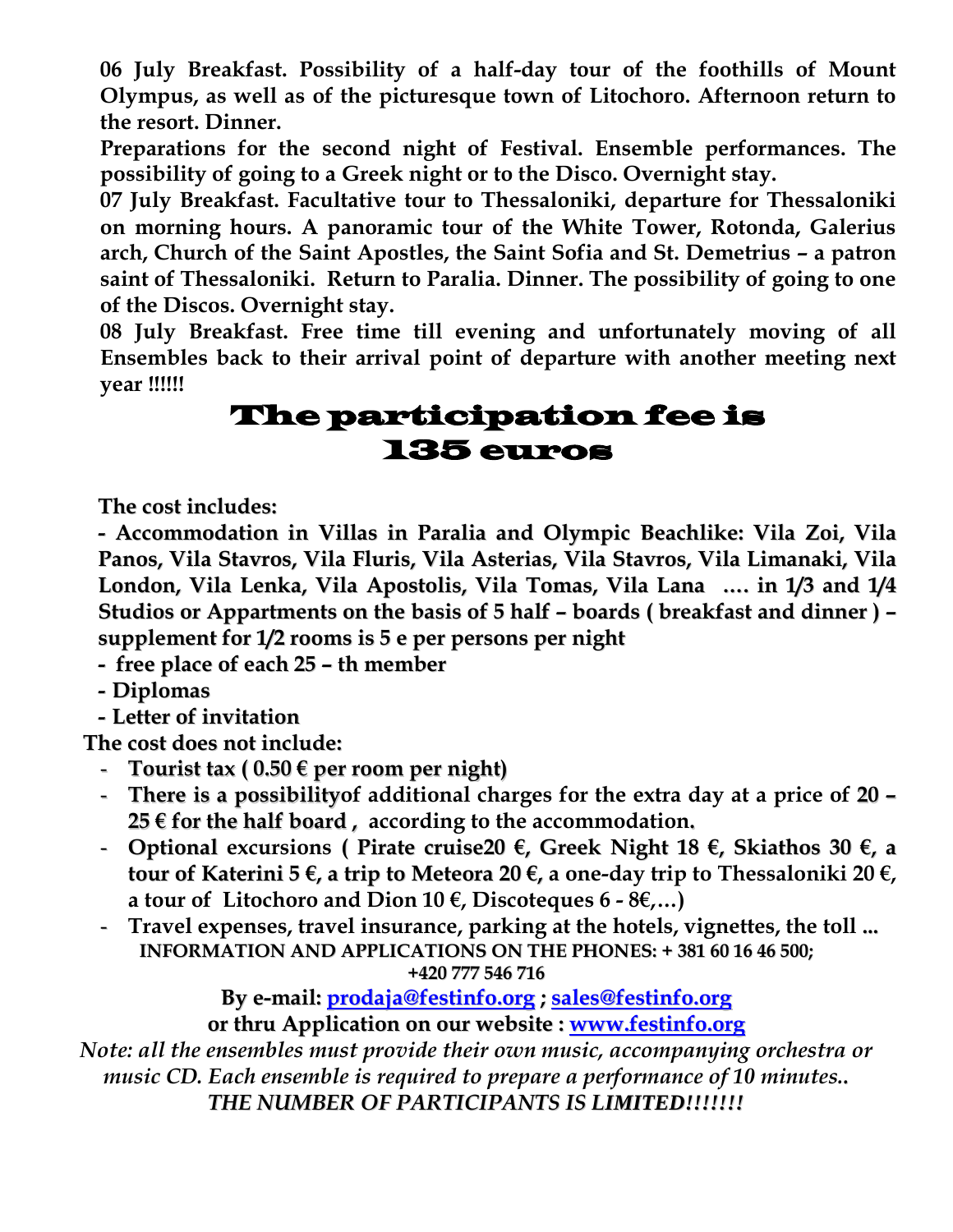**06 July Breakfast. Possibility of a half-day tour of the foothills of Mount Olympus, as well as of the picturesque town of Litochoro. Afternoon return to the resort. Dinner.**

**Preparations for the second night of Festival. Ensemble performances. The possibility of going to a Greek night or to the Disco. Overnight stay.**

**07 July Breakfast. Facultative tour to Thessaloniki, departure for Thessaloniki on morning hours. A panoramic tour of the White Tower, Rotonda, Galerius arch, Church of the Saint Apostles, the Saint Sofia and St. Demetrius – a patron saint of Thessaloniki. Return to Paralia. Dinner. The possibility of going to one of the Discos. Overnight stay.**

**08 July Breakfast. Free time till evening and unfortunately moving of all Ensembles back to their arrival point of departure with another meeting next year !!!!!!**

# The participation fee is 135 euros

**The cost includes:**

**- Accommodation in Villas in Paralia and Olympic Beachlike: Vila Zoi, Vila Panos, Vila Stavros, Vila Fluris, Vila Asterias, Vila Stavros, Vila Limanaki, Vila London, Vila Lenka, Vila Apostolis, Vila Tomas, Vila Lana …. in 1/3 and 1/4 Studios or Appartments on the basis of 5 half – boards ( breakfast and dinner ) – supplement for 1/2 rooms is 5 e per persons per night**

**- free place of each 25 – th member**

**- Diplomas**

**- Letter of invitation**

**The cost does not include:**

- **Tourist tax ( 0.50 € per room per night)**
- **There is a possibilityof additional charges for the extra day at a price of 20 – 25 € for the half board , according to the accommodation.**
- **Optional excursions ( Pirate cruise20 €, Greek Night 18 €, Skiathos 30 €, a tour of Katerini 5 €, a trip to Meteora 20 €, a one-day trip to Thessaloniki 20 €, a tour of Litochoro and Dion 10 €, Discoteques 6 - 8€,…)**
- **Travel expenses, travel insurance, parking at the hotels, vignettes, the toll ...**

**INFORMATION AND APPLICATIONS ON THE PHONES: + 381 60 16 46 500; +420 777 546 716**

**By e-mail: prodaja@festinfo.org ; sales@festinfo.org**

**or thru Application on our website : www.festinfo.org**

*Note: all the ensembles must provide their own music, accompanying orchestra or music CD. Each ensemble is required to prepare a performance of 10 minutes..*

***THE NUMBER OF PARTICIPANTS IS LIMITED!!!!!!!***